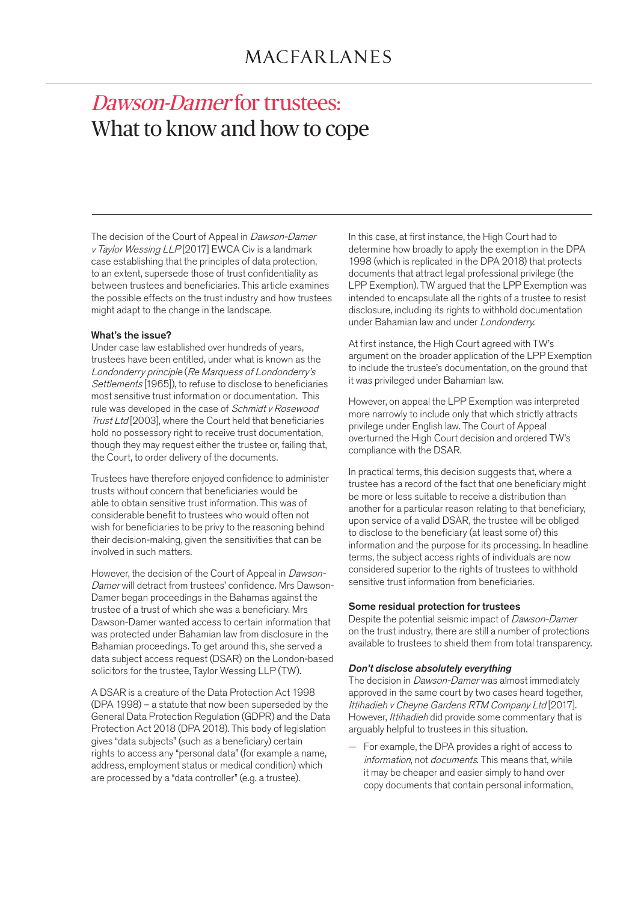# *Dawson-Damer* for trustees: What to know and how to cope

The decision of the Court of Appeal in *Dawson-Damer v Taylor Wessing LLP* [2017] EWCA Civ is a landmark case establishing that the principles of data protection, to an extent, supersede those of trust confidentiality as between trustees and beneficiaries. This article examines the possible effects on the trust industry and how trustees might adapt to the change in the landscape.

**What's the issue?**

Under case law established over hundreds of years, trustees have been entitled, under what is known as the *Londonderry principle* (*Re Marquess of Londonderry's Settlements* [1965]), to refuse to disclose to beneficiaries most sensitive trust information or documentation. This rule was developed in the case of *Schmidt v Rosewood Trust Ltd* [2003], where the Court held that beneficiaries hold no possessory right to receive trust documentation, though they may request either the trustee or, failing that, the Court, to order delivery of the documents.

Trustees have therefore enjoyed confidence to administer trusts without concern that beneficiaries would be able to obtain sensitive trust information. This was of considerable benefit to trustees who would often not wish for beneficiaries to be privy to the reasoning behind their decision-making, given the sensitivities that can be involved in such matters.

However, the decision of the Court of Appeal in *Dawson-Damer* will detract from trustees' confidence. Mrs Dawson-Damer began proceedings in the Bahamas against the trustee of a trust of which she was a beneficiary. Mrs Dawson-Damer wanted access to certain information that was protected under Bahamian law from disclosure in the Bahamian proceedings. To get around this, she served a data subject access request (DSAR) on the London-based solicitors for the trustee, Taylor Wessing LLP (TW).

A DSAR is a creature of the Data Protection Act 1998 (DPA 1998) – a statute that now been superseded by the General Data Protection Regulation (GDPR) and the Data Protection Act 2018 (DPA 2018). This body of legislation gives "data subjects" (such as a beneficiary) certain rights to access any "personal data" (for example a name, address, employment status or medical condition) which are processed by a "data controller" (e.g. a trustee).

In this case, at first instance, the High Court had to determine how broadly to apply the exemption in the DPA 1998 (which is replicated in the DPA 2018) that protects documents that attract legal professional privilege (the LPP Exemption). TW argued that the LPP Exemption was intended to encapsulate all the rights of a trustee to resist disclosure, including its rights to withhold documentation under Bahamian law and under *Londonderry*.

At first instance, the High Court agreed with TW's argument on the broader application of the LPP Exemption to include the trustee's documentation, on the ground that it was privileged under Bahamian law.

However, on appeal the LPP Exemption was interpreted more narrowly to include only that which strictly attracts privilege under English law. The Court of Appeal overturned the High Court decision and ordered TW's compliance with the DSAR.

In practical terms, this decision suggests that, where a trustee has a record of the fact that one beneficiary might be more or less suitable to receive a distribution than another for a particular reason relating to that beneficiary, upon service of a valid DSAR, the trustee will be obliged to disclose to the beneficiary (at least some of) this information and the purpose for its processing. In headline terms, the subject access rights of individuals are now considered superior to the rights of trustees to withhold sensitive trust information from beneficiaries.

**Some residual protection for trustees**

Despite the potential seismic impact of *Dawson-Damer* on the trust industry, there are still a number of protections available to trustees to shield them from total transparency.

***Don't disclose absolutely everything***

The decision in *Dawson-Damer* was almost immediately approved in the same court by two cases heard together, *Ittihadieh v Cheyne Gardens RTM Company Ltd* [2017]. However, *Ittihadieh* did provide some commentary that is arguably helpful to trustees in this situation.

- For example, the DPA provides a right of access to *information*, not *documents*. This means that, while it may be cheaper and easier simply to hand over copy documents that contain personal information,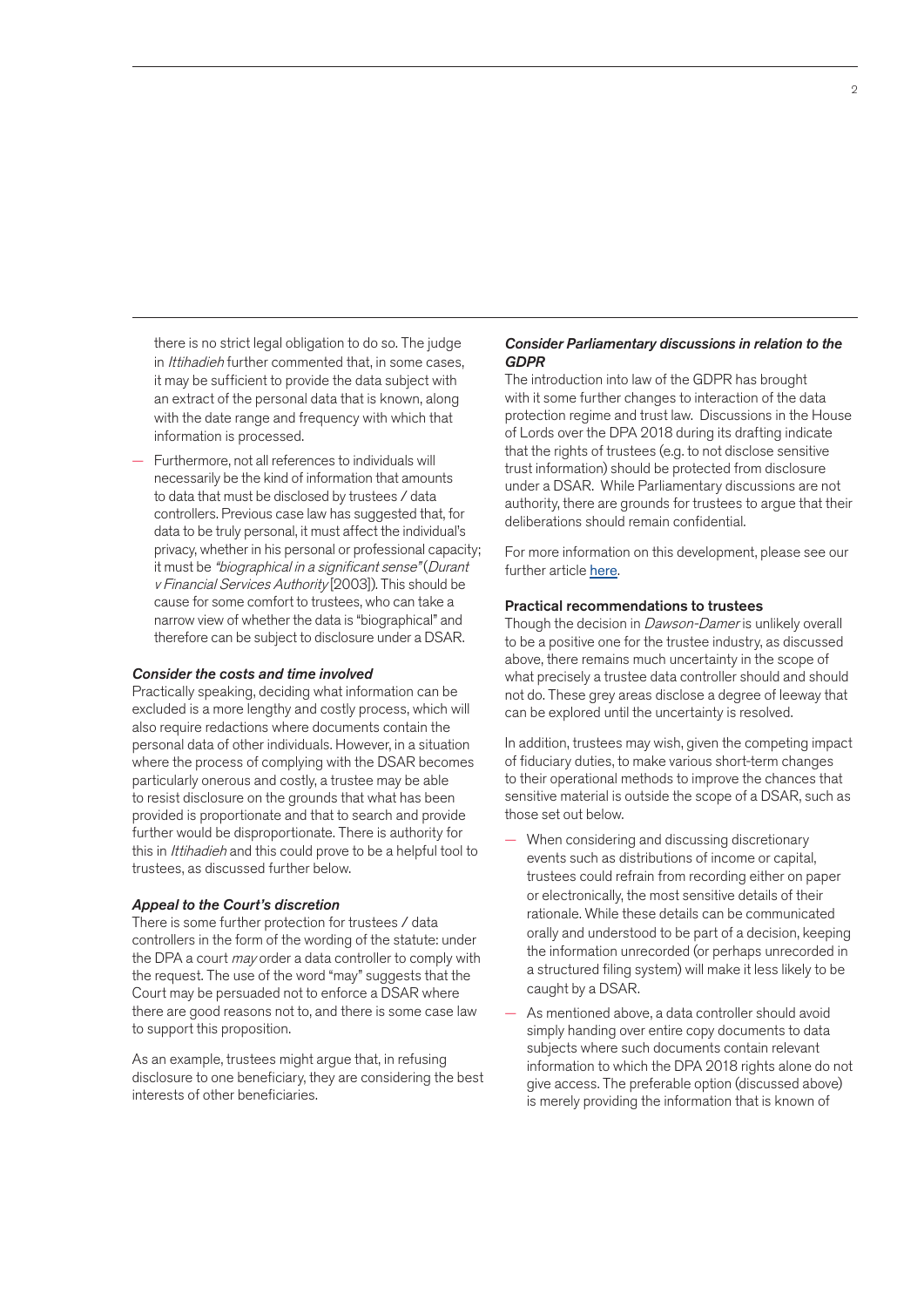there is no strict legal obligation to do so. The judge in *Ittihadieh* further commented that, in some cases, it may be sufficient to provide the data subject with an extract of the personal data that is known, along with the date range and frequency with which that information is processed.

— Furthermore, not all references to individuals will necessarily be the kind of information that amounts to data that must be disclosed by trustees / data controllers. Previous case law has suggested that, for data to be truly personal, it must affect the individual's privacy, whether in his personal or professional capacity; it must be *"biographical in a significant sense"* (*Durant v Financial Services Authority* [2003]). This should be cause for some comfort to trustees, who can take a narrow view of whether the data is "biographical" and therefore can be subject to disclosure under a DSAR.

#### *Consider the costs and time involved*

Practically speaking, deciding what information can be excluded is a more lengthy and costly process, which will also require redactions where documents contain the personal data of other individuals. However, in a situation where the process of complying with the DSAR becomes particularly onerous and costly, a trustee may be able to resist disclosure on the grounds that what has been provided is proportionate and that to search and provide further would be disproportionate. There is authority for this in *Ittihadieh* and this could prove to be a helpful tool to trustees, as discussed further below.

#### *Appeal to the Court's discretion*

There is some further protection for trustees / data controllers in the form of the wording of the statute: under the DPA a court *may* order a data controller to comply with the request. The use of the word "may" suggests that the Court may be persuaded not to enforce a DSAR where there are good reasons not to, and there is some case law to support this proposition.

As an example, trustees might argue that, in refusing disclosure to one beneficiary, they are considering the best interests of other beneficiaries.

#### *Consider Parliamentary discussions in relation to the GDPR*

The introduction into law of the GDPR has brought with it some further changes to interaction of the data protection regime and trust law. Discussions in the House of Lords over the DPA 2018 during its drafting indicate that the rights of trustees (e.g. to not disclose sensitive trust information) should be protected from disclosure under a DSAR. While Parliamentary discussions are not authority, there are grounds for trustees to argue that their deliberations should remain confidential.

For more information on this development, please see our further article here.

#### Practical recommendations to trustees

Though the decision in *Dawson-Damer* is unlikely overall to be a positive one for the trustee industry, as discussed above, there remains much uncertainty in the scope of what precisely a trustee data controller should and should not do. These grey areas disclose a degree of leeway that can be explored until the uncertainty is resolved.

In addition, trustees may wish, given the competing impact of fiduciary duties, to make various short-term changes to their operational methods to improve the chances that sensitive material is outside the scope of a DSAR, such as those set out below.

— When considering and discussing discretionary events such as distributions of income or capital, trustees could refrain from recording either on paper or electronically, the most sensitive details of their rationale. While these details can be communicated orally and understood to be part of a decision, keeping the information unrecorded (or perhaps unrecorded in a structured filing system) will make it less likely to be caught by a DSAR.

— As mentioned above, a data controller should avoid simply handing over entire copy documents to data subjects where such documents contain relevant information to which the DPA 2018 rights alone do not give access. The preferable option (discussed above) is merely providing the information that is known of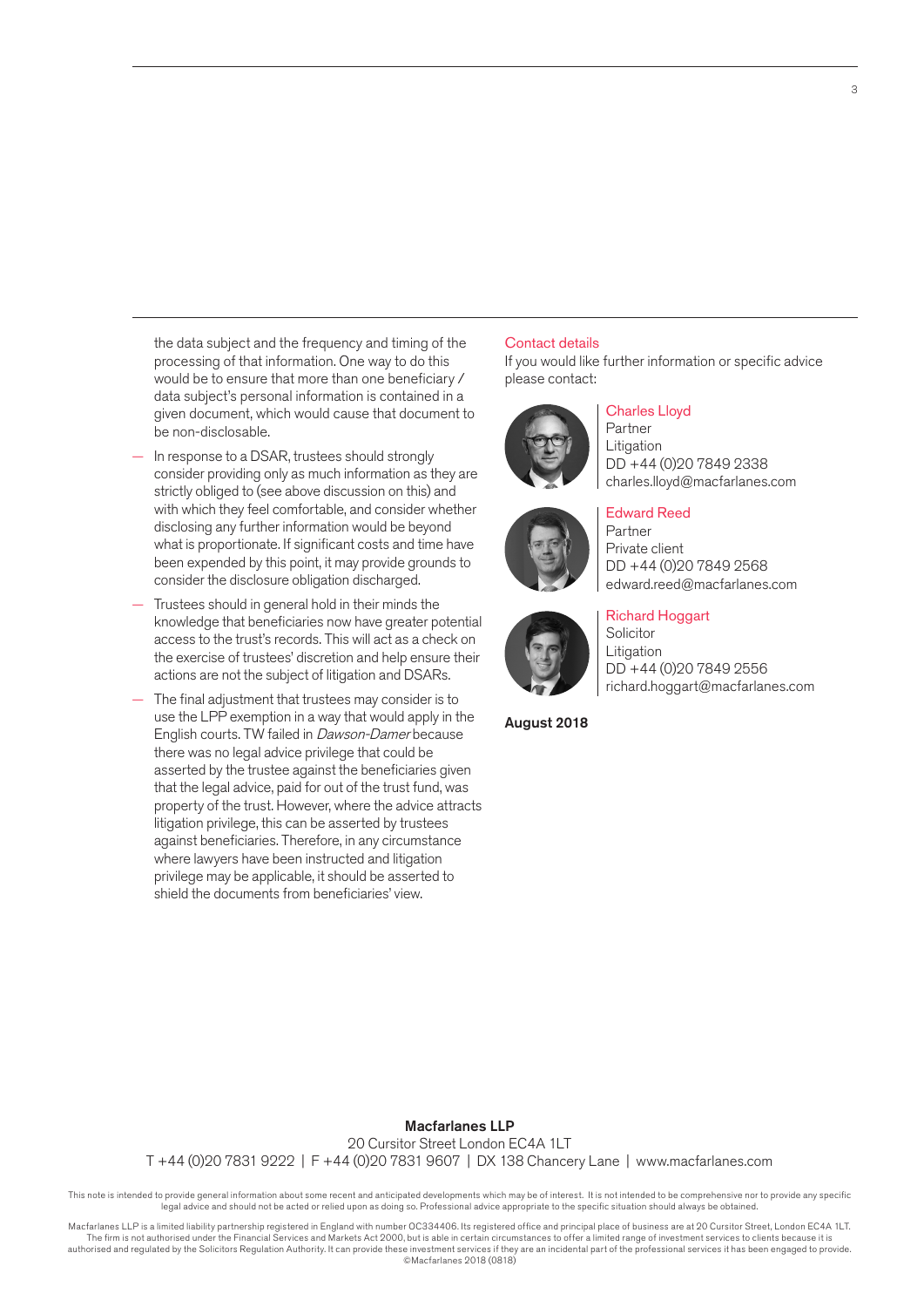the data subject and the frequency and timing of the processing of that information. One way to do this would be to ensure that more than one beneficiary / data subject's personal information is contained in a given document, which would cause that document to be non-disclosable.

- In response to a DSAR, trustees should strongly consider providing only as much information as they are strictly obliged to (see above discussion on this) and with which they feel comfortable, and consider whether disclosing any further information would be beyond what is proportionate. If significant costs and time have been expended by this point, it may provide grounds to consider the disclosure obligation discharged.
- Trustees should in general hold in their minds the knowledge that beneficiaries now have greater potential access to the trust's records. This will act as a check on the exercise of trustees' discretion and help ensure their actions are not the subject of litigation and DSARs.
- The final adjustment that trustees may consider is to use the LPP exemption in a way that would apply in the English courts. TW failed in *Dawson-Damer* because there was no legal advice privilege that could be asserted by the trustee against the beneficiaries given that the legal advice, paid for out of the trust fund, was property of the trust. However, where the advice attracts litigation privilege, this can be asserted by trustees against beneficiaries. Therefore, in any circumstance where lawyers have been instructed and litigation privilege may be applicable, it should be asserted to shield the documents from beneficiaries' view.

## Contact details

If you would like further information or specific advice please contact:

**Charles Lloyd**
Partner
Litigation
DD +44 (0)20 7849 2338
charles.lloyd@macfarlanes.com

**Edward Reed**
Partner
Private client
DD +44 (0)20 7849 2568
edward.reed@macfarlanes.com

**Richard Hoggart**
Solicitor
Litigation
DD +44 (0)20 7849 2556
richard.hoggart@macfarlanes.com

**August 2018**

**Macfarlanes LLP**
20 Cursitor Street London EC4A 1LT
T +44 (0)20 7831 9222 | F +44 (0)20 7831 9607 | DX 138 Chancery Lane | www.macfarlanes.com

This note is intended to provide general information about some recent and anticipated developments which may be of interest. It is not intended to be comprehensive nor to provide any specific legal advice and should not be acted or relied upon as doing so. Professional advice appropriate to the specific situation should always be obtained.

Macfarlanes LLP is a limited liability partnership registered in England with number OC334406. Its registered office and principal place of business are at 20 Cursitor Street, London EC4A 1LT. The firm is not authorised under the Financial Services and Markets Act 2000, but is able in certain circumstances to offer a limited range of investment services to clients because it is authorised and regulated by the Solicitors Regulation Authority. It can provide these investment services if they are an incidental part of the professional services it has been engaged to provide.
©Macfarlanes 2018 (0818)